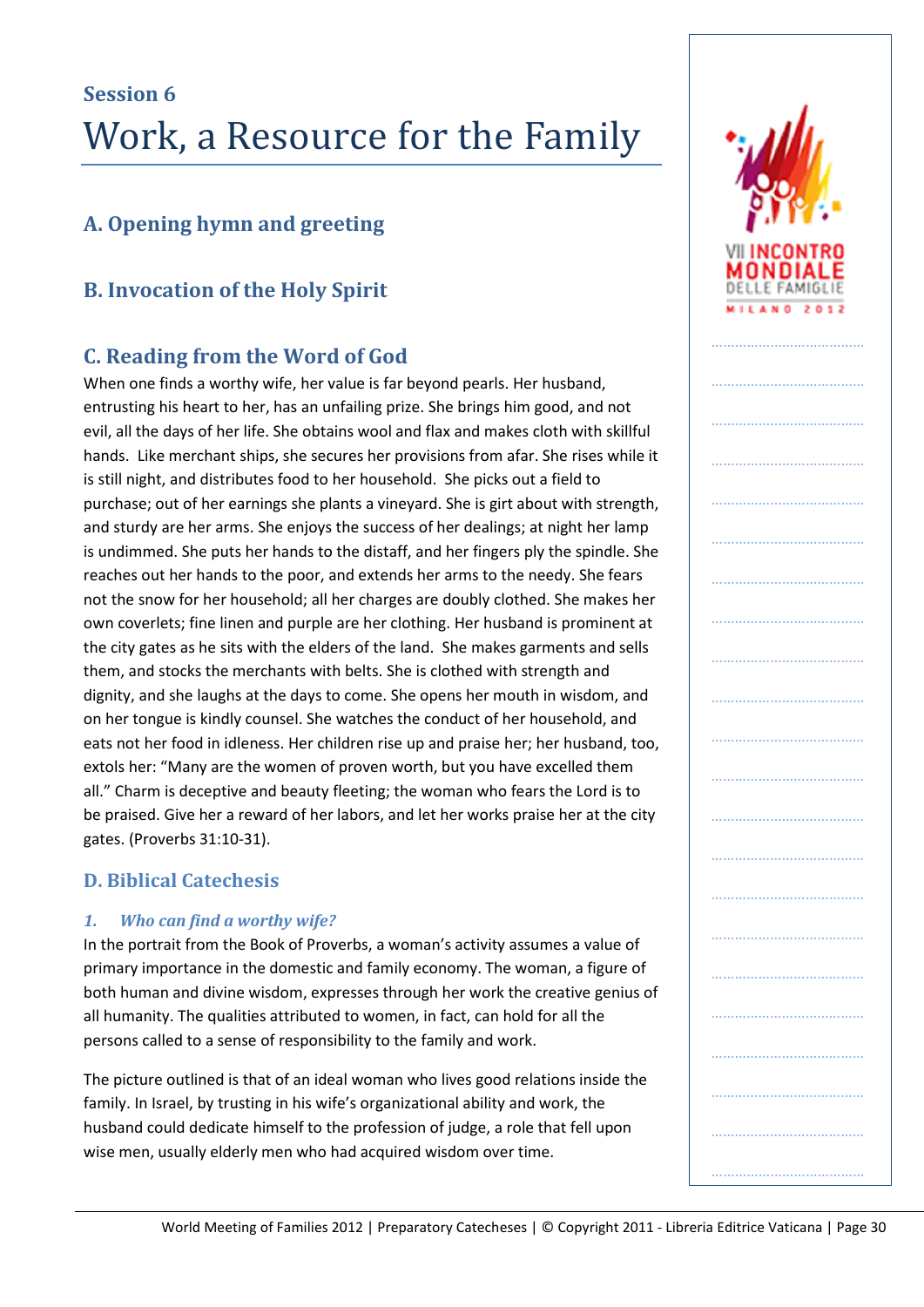## Session 6

# Work, a Resource for the Family

## A. Opening hymn and greeting

## B. Invocation of the Holy Spirit

## C. Reading from the Word of God

When one finds a worthy wife, her value is far beyond pearls. Her husband, entrusting his heart to her, has an unfailing prize. She brings him good, and not evil, all the days of her life. She obtains wool and flax and makes cloth with skillful hands. Like merchant ships, she secures her provisions from afar. She rises while it is still night, and distributes food to her household. She picks out a field to purchase; out of her earnings she plants a vineyard. She is girt about with strength, and sturdy are her arms. She enjoys the success of her dealings; at night her lamp is undimmed. She puts her hands to the distaff, and her fingers ply the spindle. She reaches out her hands to the poor, and extends her arms to the needy. She fears not the snow for her household; all her charges are doubly clothed. She makes her own coverlets; fine linen and purple are her clothing. Her husband is prominent at the city gates as he sits with the elders of the land. She makes garments and sells them, and stocks the merchants with belts. She is clothed with strength and dignity, and she laughs at the days to come. She opens her mouth in wisdom, and on her tongue is kindly counsel. She watches the conduct of her household, and eats not her food in idleness. Her children rise up and praise her; her husband, too, extols her: "Many are the women of proven worth, but you have excelled them all." Charm is deceptive and beauty fleeting; the woman who fears the Lord is to be praised. Give her a reward of her labors, and let her works praise her at the city gates. (Proverbs 31:10-31).

## D. Biblical Catechesis

### *1. Who can find a worthy wife?*

In the portrait from the Book of Proverbs, a woman's activity assumes a value of primary importance in the domestic and family economy. The woman, a figure of both human and divine wisdom, expresses through her work the creative genius of all humanity. The qualities attributed to women, in fact, can hold for all the persons called to a sense of responsibility to the family and work.

The picture outlined is that of an ideal woman who lives good relations inside the family. In Israel, by trusting in his wife's organizational ability and work, the husband could dedicate himself to the profession of judge, a role that fell upon wise men, usually elderly men who had acquired wisdom over time.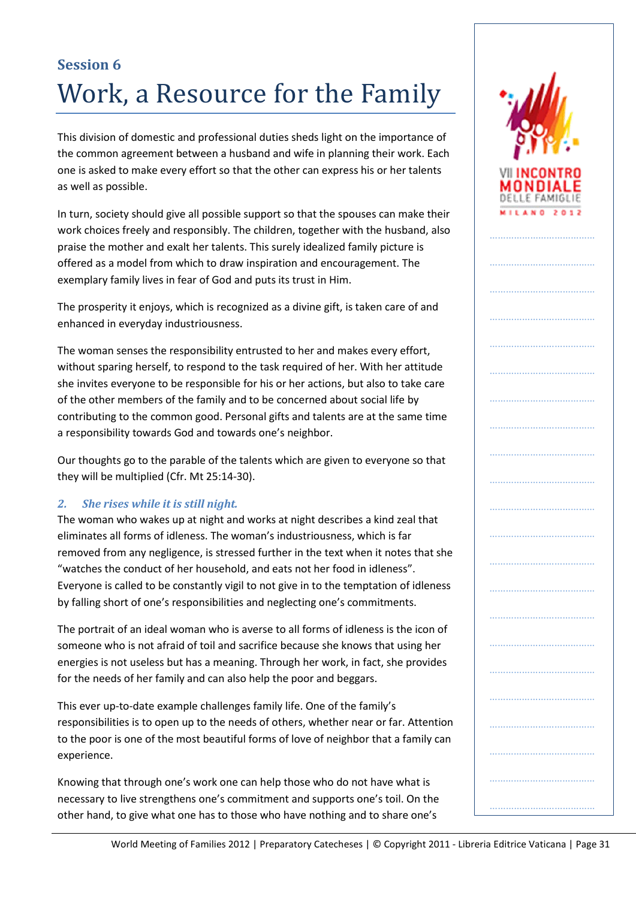## Session 6

# Work, a Resource for the Family

This division of domestic and professional duties sheds light on the importance of the common agreement between a husband and wife in planning their work. Each one is asked to make every effort so that the other can express his or her talents as well as possible.

In turn, society should give all possible support so that the spouses can make their work choices freely and responsibly. The children, together with the husband, also praise the mother and exalt her talents. This surely idealized family picture is offered as a model from which to draw inspiration and encouragement. The exemplary family lives in fear of God and puts its trust in Him.

The prosperity it enjoys, which is recognized as a divine gift, is taken care of and enhanced in everyday industriousness.

The woman senses the responsibility entrusted to her and makes every effort, without sparing herself, to respond to the task required of her. With her attitude she invites everyone to be responsible for his or her actions, but also to take care of the other members of the family and to be concerned about social life by contributing to the common good. Personal gifts and talents are at the same time a responsibility towards God and towards one's neighbor.

Our thoughts go to the parable of the talents which are given to everyone so that they will be multiplied (Cfr. Mt 25:14-30).

### *2. She rises while it is still night.*

The woman who wakes up at night and works at night describes a kind zeal that eliminates all forms of idleness. The woman's industriousness, which is far removed from any negligence, is stressed further in the text when it notes that she "watches the conduct of her household, and eats not her food in idleness". Everyone is called to be constantly vigil to not give in to the temptation of idleness by falling short of one's responsibilities and neglecting one's commitments.

The portrait of an ideal woman who is averse to all forms of idleness is the icon of someone who is not afraid of toil and sacrifice because she knows that using her energies is not useless but has a meaning. Through her work, in fact, she provides for the needs of her family and can also help the poor and beggars.

This ever up-to-date example challenges family life. One of the family's responsibilities is to open up to the needs of others, whether near or far. Attention to the poor is one of the most beautiful forms of love of neighbor that a family can experience.

Knowing that through one's work one can help those who do not have what is necessary to live strengthens one's commitment and supports one's toil. On the other hand, to give what one has to those who have nothing and to share one's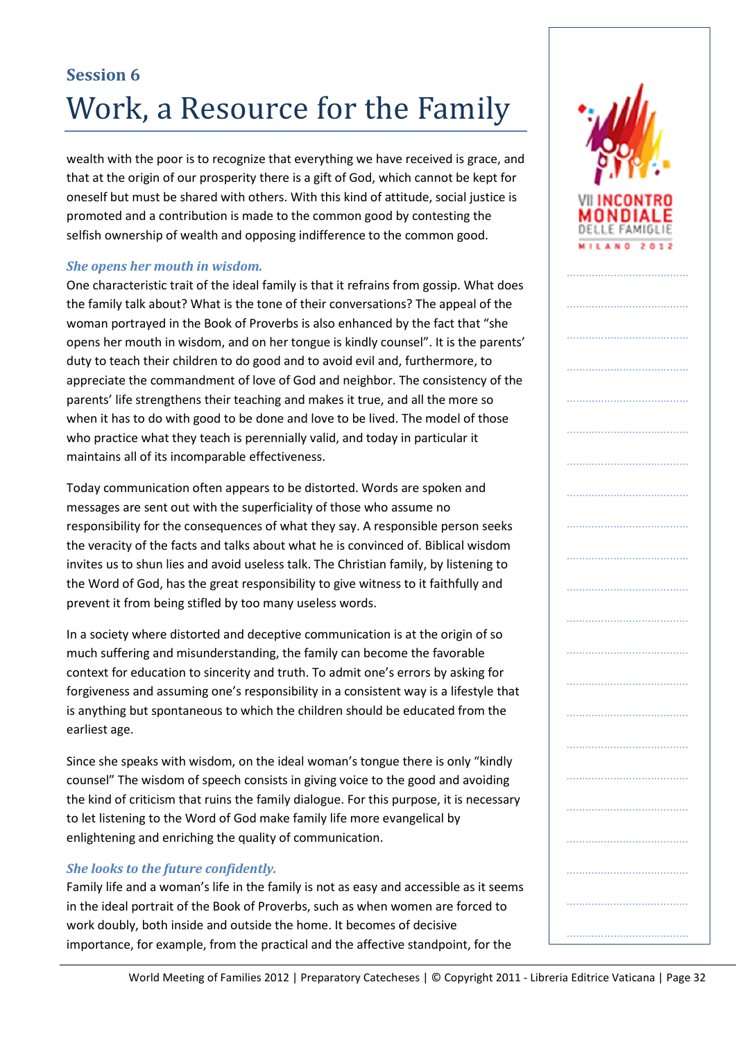## Session 6

# Work, a Resource for the Family

wealth with the poor is to recognize that everything we have received is grace, and that at the origin of our prosperity there is a gift of God, which cannot be kept for oneself but must be shared with others. With this kind of attitude, social justice is promoted and a contribution is made to the common good by contesting the selfish ownership of wealth and opposing indifference to the common good.

### *She opens her mouth in wisdom.*

One characteristic trait of the ideal family is that it refrains from gossip. What does the family talk about? What is the tone of their conversations? The appeal of the woman portrayed in the Book of Proverbs is also enhanced by the fact that "she opens her mouth in wisdom, and on her tongue is kindly counsel". It is the parents' duty to teach their children to do good and to avoid evil and, furthermore, to appreciate the commandment of love of God and neighbor. The consistency of the parents' life strengthens their teaching and makes it true, and all the more so when it has to do with good to be done and love to be lived. The model of those who practice what they teach is perennially valid, and today in particular it maintains all of its incomparable effectiveness.

Today communication often appears to be distorted. Words are spoken and messages are sent out with the superficiality of those who assume no responsibility for the consequences of what they say. A responsible person seeks the veracity of the facts and talks about what he is convinced of. Biblical wisdom invites us to shun lies and avoid useless talk. The Christian family, by listening to the Word of God, has the great responsibility to give witness to it faithfully and prevent it from being stifled by too many useless words.

In a society where distorted and deceptive communication is at the origin of so much suffering and misunderstanding, the family can become the favorable context for education to sincerity and truth. To admit one's errors by asking for forgiveness and assuming one's responsibility in a consistent way is a lifestyle that is anything but spontaneous to which the children should be educated from the earliest age.

Since she speaks with wisdom, on the ideal woman's tongue there is only "kindly counsel" The wisdom of speech consists in giving voice to the good and avoiding the kind of criticism that ruins the family dialogue. For this purpose, it is necessary to let listening to the Word of God make family life more evangelical by enlightening and enriching the quality of communication.

### *She looks to the future confidently.*

Family life and a woman's life in the family is not as easy and accessible as it seems in the ideal portrait of the Book of Proverbs, such as when women are forced to work doubly, both inside and outside the home. It becomes of decisive importance, for example, from the practical and the affective standpoint, for the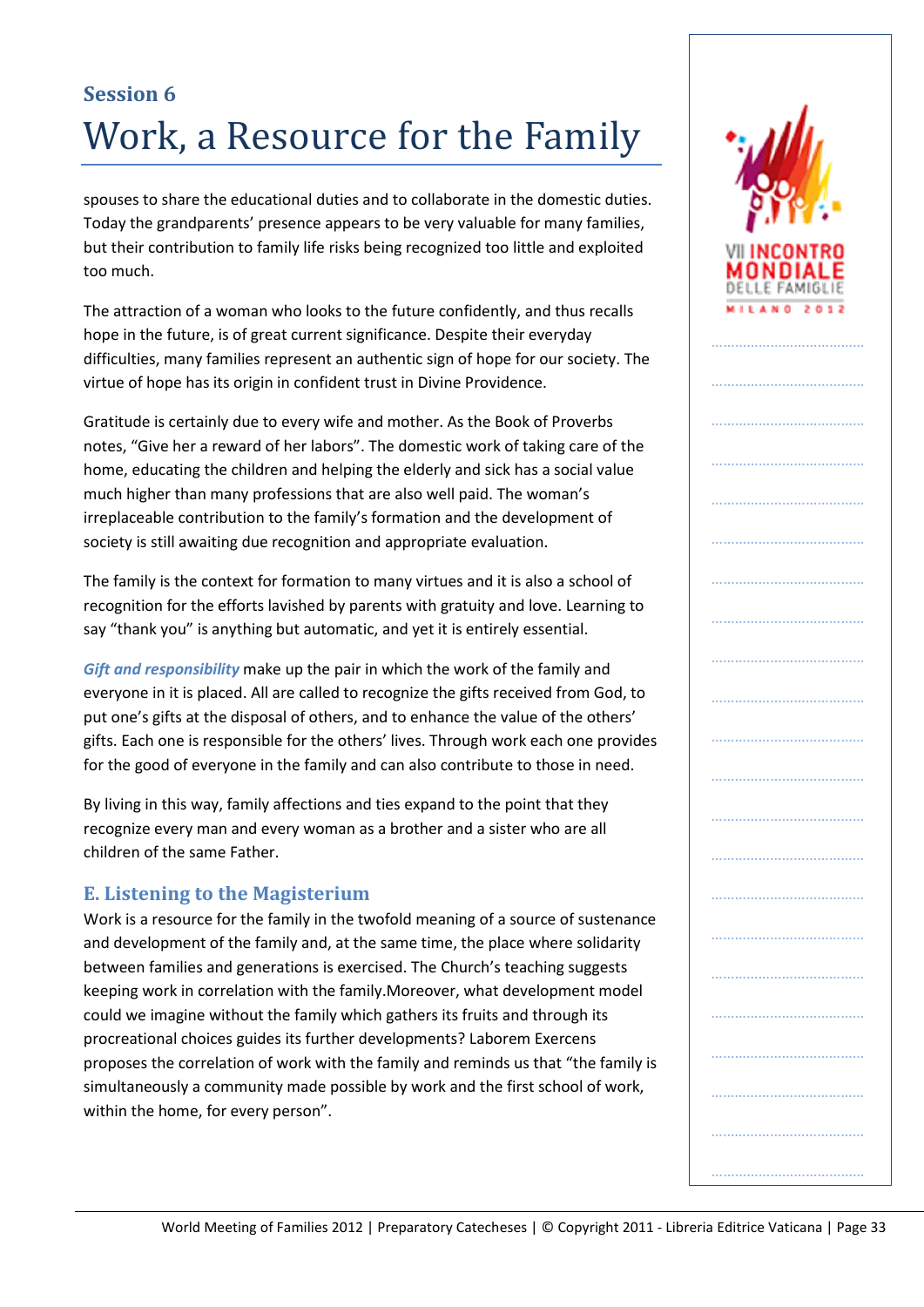## Session 6

# Work, a Resource for the Family

spouses to share the educational duties and to collaborate in the domestic duties. Today the grandparents' presence appears to be very valuable for many families, but their contribution to family life risks being recognized too little and exploited too much.

The attraction of a woman who looks to the future confidently, and thus recalls hope in the future, is of great current significance. Despite their everyday difficulties, many families represent an authentic sign of hope for our society. The virtue of hope has its origin in confident trust in Divine Providence.

Gratitude is certainly due to every wife and mother. As the Book of Proverbs notes, "Give her a reward of her labors". The domestic work of taking care of the home, educating the children and helping the elderly and sick has a social value much higher than many professions that are also well paid. The woman's irreplaceable contribution to the family's formation and the development of society is still awaiting due recognition and appropriate evaluation.

The family is the context for formation to many virtues and it is also a school of recognition for the efforts lavished by parents with gratuity and love. Learning to say "thank you" is anything but automatic, and yet it is entirely essential.

***Gift and responsibility*** make up the pair in which the work of the family and everyone in it is placed. All are called to recognize the gifts received from God, to put one's gifts at the disposal of others, and to enhance the value of the others' gifts. Each one is responsible for the others' lives. Through work each one provides for the good of everyone in the family and can also contribute to those in need.

By living in this way, family affections and ties expand to the point that they recognize every man and every woman as a brother and a sister who are all children of the same Father.

### E. Listening to the Magisterium

Work is a resource for the family in the twofold meaning of a source of sustenance and development of the family and, at the same time, the place where solidarity between families and generations is exercised. The Church's teaching suggests keeping work in correlation with the family.Moreover, what development model could we imagine without the family which gathers its fruits and through its procreational choices guides its further developments? Laborem Exercens proposes the correlation of work with the family and reminds us that "the family is simultaneously a community made possible by work and the first school of work, within the home, for every person".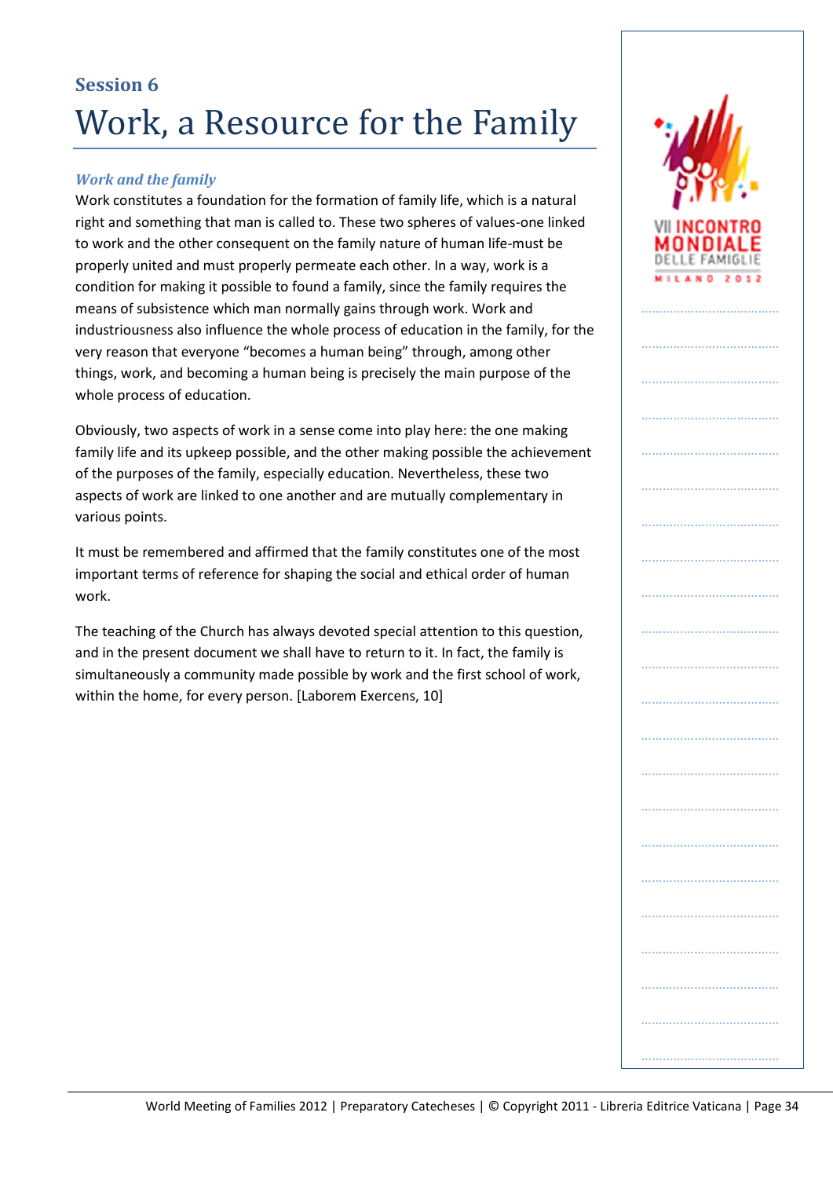## Session 6

# Work, a Resource for the Family

### *Work and the family*

Work constitutes a foundation for the formation of family life, which is a natural right and something that man is called to. These two spheres of values-one linked to work and the other consequent on the family nature of human life-must be properly united and must properly permeate each other. In a way, work is a condition for making it possible to found a family, since the family requires the means of subsistence which man normally gains through work. Work and industriousness also influence the whole process of education in the family, for the very reason that everyone "becomes a human being" through, among other things, work, and becoming a human being is precisely the main purpose of the whole process of education.

Obviously, two aspects of work in a sense come into play here: the one making family life and its upkeep possible, and the other making possible the achievement of the purposes of the family, especially education. Nevertheless, these two aspects of work are linked to one another and are mutually complementary in various points.

It must be remembered and affirmed that the family constitutes one of the most important terms of reference for shaping the social and ethical order of human work.

The teaching of the Church has always devoted special attention to this question, and in the present document we shall have to return to it. In fact, the family is simultaneously a community made possible by work and the first school of work, within the home, for every person. [Laborem Exercens, 10]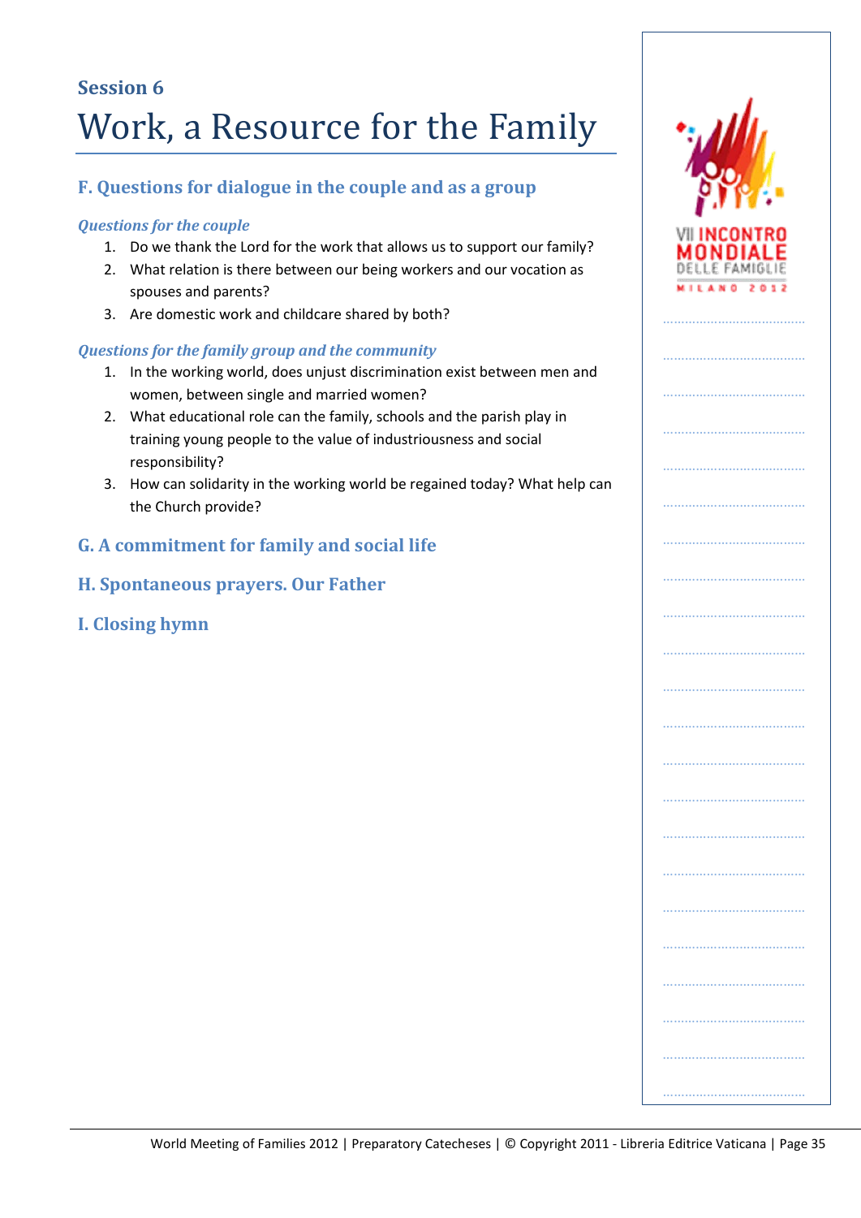## Session 6

# Work, a Resource for the Family

## F. Questions for dialogue in the couple and as a group

### *Questions for the couple*

1. Do we thank the Lord for the work that allows us to support our family?
2. What relation is there between our being workers and our vocation as spouses and parents?
3. Are domestic work and childcare shared by both?

### *Questions for the family group and the community*

1. In the working world, does unjust discrimination exist between men and women, between single and married women?
2. What educational role can the family, schools and the parish play in training young people to the value of industriousness and social responsibility?
3. How can solidarity in the working world be regained today? What help can the Church provide?

## G. A commitment for family and social life

## H. Spontaneous prayers. Our Father

## I. Closing hymn

VII INCONTRO MONDIALE DELLE FAMIGLIE
MILANO 2012